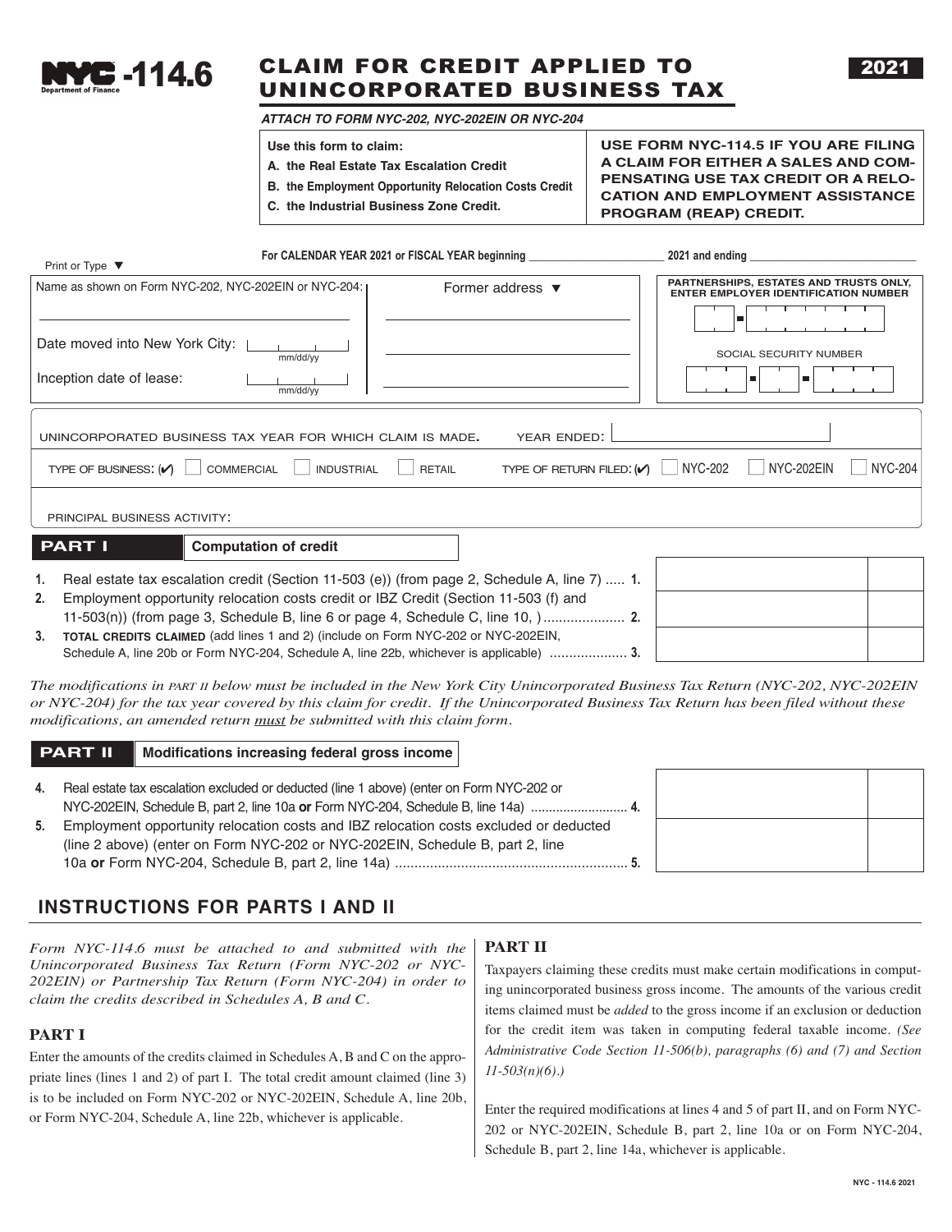# NYC-114.6 CLAIM FOR CREDIT APPLIED TO UNINCORPORATED BUSINESS TAX

**2021**

NYC Department of Finance

***ATTACH TO FORM NYC-202, NYC-202EIN OR NYC-204***

**Use this form to claim:**
- **A. the Real Estate Tax Escalation Credit**
- **B. the Employment Opportunity Relocation Costs Credit**
- **C. the Industrial Business Zone Credit.**

**USE FORM NYC-114.5 IF YOU ARE FILING A CLAIM FOR EITHER A SALES AND COMPENSATING USE TAX CREDIT OR A RELOCATION AND EMPLOYMENT ASSISTANCE PROGRAM (REAP) CREDIT.**

**For CALENDAR YEAR 2021 or FISCAL YEAR beginning ______________ 2021 and ending ______________**

Print or Type ▼

Name as shown on Form NYC-202, NYC-202EIN or NYC-204: ______________

Former address ▼ ______________

Date moved into New York City: ______ (mm/dd/yy)

Inception date of lease: ______ (mm/dd/yy)

**PARTNERSHIPS, ESTATES AND TRUSTS ONLY, ENTER EMPLOYER IDENTIFICATION NUMBER** ______

SOCIAL SECURITY NUMBER ______

UNINCORPORATED BUSINESS TAX YEAR FOR WHICH CLAIM IS MADE. YEAR ENDED: ______

TYPE OF BUSINESS: (✔) ☐ COMMERCIAL ☐ INDUSTRIAL ☐ RETAIL

TYPE OF RETURN FILED: (✔) ☐ NYC-202 ☐ NYC-202EIN ☐ NYC-204

PRINCIPAL BUSINESS ACTIVITY: ______

## PART I — Computation of credit

| | | | |
|---|---|---|---|
| 1. | Real estate tax escalation credit (Section 11-503 (e)) (from page 2, Schedule A, line 7) | 1. | |
| 2. | Employment opportunity relocation costs credit or IBZ Credit (Section 11-503 (f) and 11-503(n)) (from page 3, Schedule B, line 6 or page 4, Schedule C, line 10, ) | 2. | |
| 3. | **TOTAL CREDITS CLAIMED** (add lines 1 and 2) (include on Form NYC-202 or NYC-202EIN, Schedule A, line 20b or Form NYC-204, Schedule A, line 22b, whichever is applicable) | 3. | |

*The modifications in PART II below must be included in the New York City Unincorporated Business Tax Return (NYC-202, NYC-202EIN or NYC-204) for the tax year covered by this claim for credit. If the Unincorporated Business Tax Return has been filed without these modifications, an amended return must be submitted with this claim form.*

## PART II — Modifications increasing federal gross income

| | | | |
|---|---|---|---|
| 4. | Real estate tax escalation excluded or deducted (line 1 above) (enter on Form NYC-202 or NYC-202EIN, Schedule B, part 2, line 10a **or** Form NYC-204, Schedule B, line 14a) | 4. | |
| 5. | Employment opportunity relocation costs and IBZ relocation costs excluded or deducted (line 2 above) (enter on Form NYC-202 or NYC-202EIN, Schedule B, part 2, line 10a **or** Form NYC-204, Schedule B, part 2, line 14a) | 5. | |

## INSTRUCTIONS FOR PARTS I AND II

*Form NYC-114.6 must be attached to and submitted with the Unincorporated Business Tax Return (Form NYC-202 or NYC-202EIN) or Partnership Tax Return (Form NYC-204) in order to claim the credits described in Schedules A, B and C.*

### PART I

Enter the amounts of the credits claimed in Schedules A, B and C on the appropriate lines (lines 1 and 2) of part I. The total credit amount claimed (line 3) is to be included on Form NYC-202 or NYC-202EIN, Schedule A, line 20b, or Form NYC-204, Schedule A, line 22b, whichever is applicable.

### PART II

Taxpayers claiming these credits must make certain modifications in computing unincorporated business gross income. The amounts of the various credit items claimed must be *added* to the gross income if an exclusion or deduction for the credit item was taken in computing federal taxable income. *(See Administrative Code Section 11-506(b), paragraphs (6) and (7) and Section 11-503(n)(6).)*

Enter the required modifications at lines 4 and 5 of part II, and on Form NYC-202 or NYC-202EIN, Schedule B, part 2, line 10a or on Form NYC-204, Schedule B, part 2, line 14a, whichever is applicable.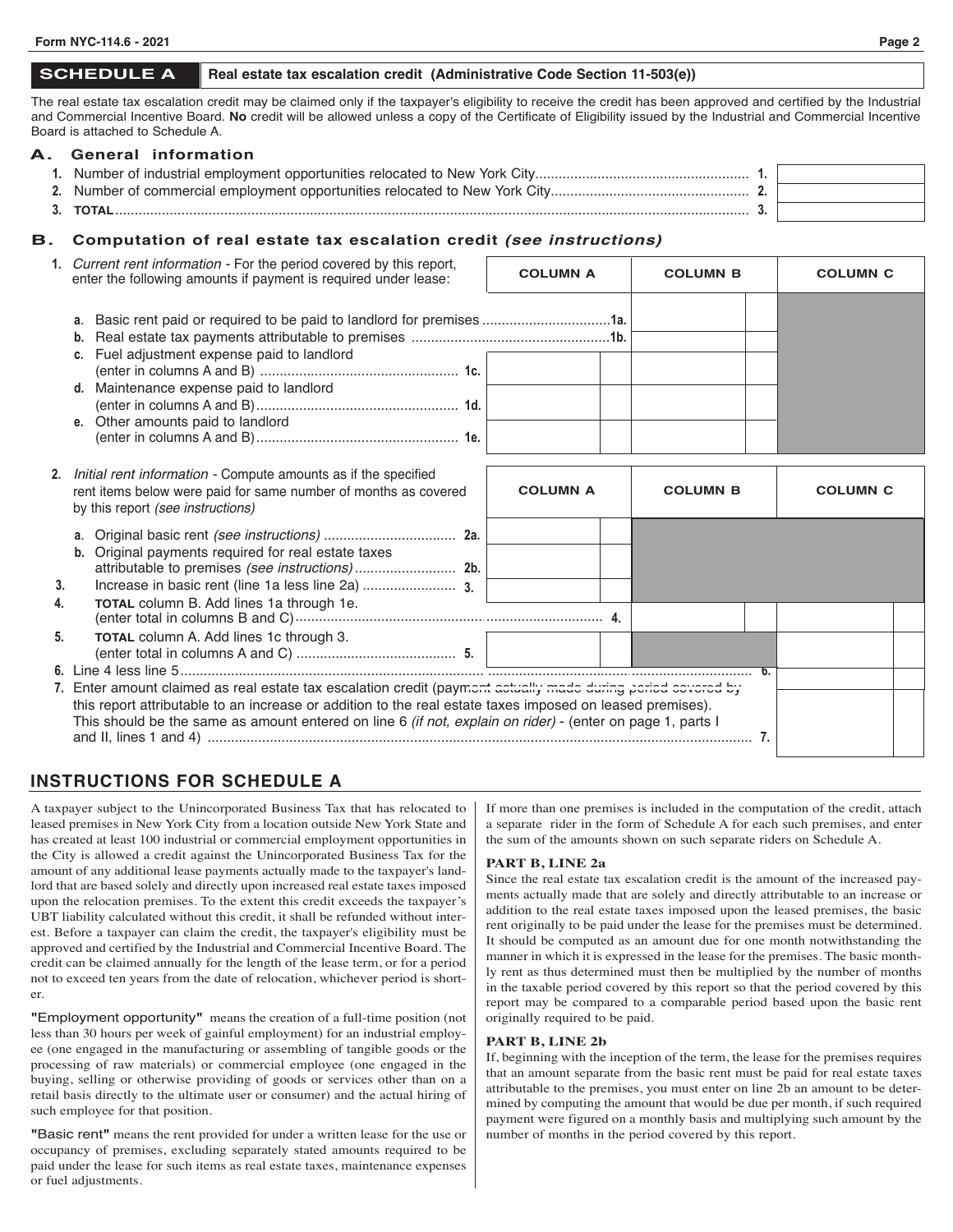## SCHEDULE A — Real estate tax escalation credit (Administrative Code Section 11-503(e))

The real estate tax escalation credit may be claimed only if the taxpayer's eligibility to receive the credit has been approved and certified by the Industrial and Commercial Incentive Board. **No** credit will be allowed unless a copy of the Certificate of Eligibility issued by the Industrial and Commercial Incentive Board is attached to Schedule A.

### A. General information

| | | |
|---|---|---|
| **1.** Number of industrial employment opportunities relocated to New York City | **1.** | |
| **2.** Number of commercial employment opportunities relocated to New York City | **2.** | |
| **3.** **TOTAL** | **3.** | |

### B. Computation of real estate tax escalation credit *(see instructions)*

| | COLUMN A | COLUMN B | COLUMN C |
|---|---|---|---|
| **1.** *Current rent information* - For the period covered by this report, enter the following amounts if payment is required under lease: | | | |
| **a.** Basic rent paid or required to be paid to landlord for premises **1a.** | | | |
| **b.** Real estate tax payments attributable to premises **1b.** | | | |
| **c.** Fuel adjustment expense paid to landlord (enter in columns A and B) **1c.** | | | |
| **d.** Maintenance expense paid to landlord (enter in columns A and B) **1d.** | | | |
| **e.** Other amounts paid to landlord (enter in columns A and B) **1e.** | | | |
| **2.** *Initial rent information* - Compute amounts as if the specified rent items below were paid for same number of months as covered by this report *(see instructions)* | **COLUMN A** | **COLUMN B** | **COLUMN C** |
| **a.** Original basic rent *(see instructions)* **2a.** | | | |
| **b.** Original payments required for real estate taxes attributable to premises *(see instructions)* **2b.** | | | |
| **3.** Increase in basic rent (line 1a less line 2a) **3.** | | | |
| **4.** **TOTAL** column B. Add lines 1a through 1e. (enter total in columns B and C) **4.** | | | |
| **5.** **TOTAL** column A. Add lines 1c through 3. (enter total in columns A and C) **5.** | | | |
| **6.** Line 4 less line 5 **6.** | | | |
| **7.** Enter amount claimed as real estate tax escalation credit (payment actually made during period covered by this report attributable to an increase or addition to the real estate taxes imposed on leased premises). This should be the same as amount entered on line 6 *(if not, explain on rider)* - (enter on page 1, parts I and II, lines 1 and 4) **7.** | | | |

## INSTRUCTIONS FOR SCHEDULE A

A taxpayer subject to the Unincorporated Business Tax that has relocated to leased premises in New York City from a location outside New York State and has created at least 100 industrial or commercial employment opportunities in the City is allowed a credit against the Unincorporated Business Tax for the amount of any additional lease payments actually made to the taxpayer's landlord that are based solely and directly upon increased real estate taxes imposed upon the relocation premises. To the extent this credit exceeds the taxpayer's UBT liability calculated without this credit, it shall be refunded without interest. Before a taxpayer can claim the credit, the taxpayer's eligibility must be approved and certified by the Industrial and Commercial Incentive Board. The credit can be claimed annually for the length of the lease term, or for a period not to exceed ten years from the date of relocation, whichever period is shorter.

**"Employment opportunity"** means the creation of a full-time position (not less than 30 hours per week of gainful employment) for an industrial employee (one engaged in the manufacturing or assembling of tangible goods or the processing of raw materials) or commercial employee (one engaged in the buying, selling or otherwise providing of goods or services other than on a retail basis directly to the ultimate user or consumer) and the actual hiring of such employee for that position.

**"Basic rent"** means the rent provided for under a written lease for the use or occupancy of premises, excluding separately stated amounts required to be paid under the lease for such items as real estate taxes, maintenance expenses or fuel adjustments.

If more than one premises is included in the computation of the credit, attach a separate rider in the form of Schedule A for each such premises, and enter the sum of the amounts shown on such separate riders on Schedule A.

**PART B, LINE 2a**

Since the real estate tax escalation credit is the amount of the increased payments actually made that are solely and directly attributable to an increase or addition to the real estate taxes imposed upon the leased premises, the basic rent originally to be paid under the lease for the premises must be determined. It should be computed as an amount due for one month notwithstanding the manner in which it is expressed in the lease for the premises. The basic monthly rent as thus determined must then be multiplied by the number of months in the taxable period covered by this report so that the period covered by this report may be compared to a comparable period based upon the basic rent originally required to be paid.

**PART B, LINE 2b**

If, beginning with the inception of the term, the lease for the premises requires that an amount separate from the basic rent must be paid for real estate taxes attributable to the premises, you must enter on line 2b an amount to be determined by computing the amount that would be due per month, if such required payment were figured on a monthly basis and multiplying such amount by the number of months in the period covered by this report.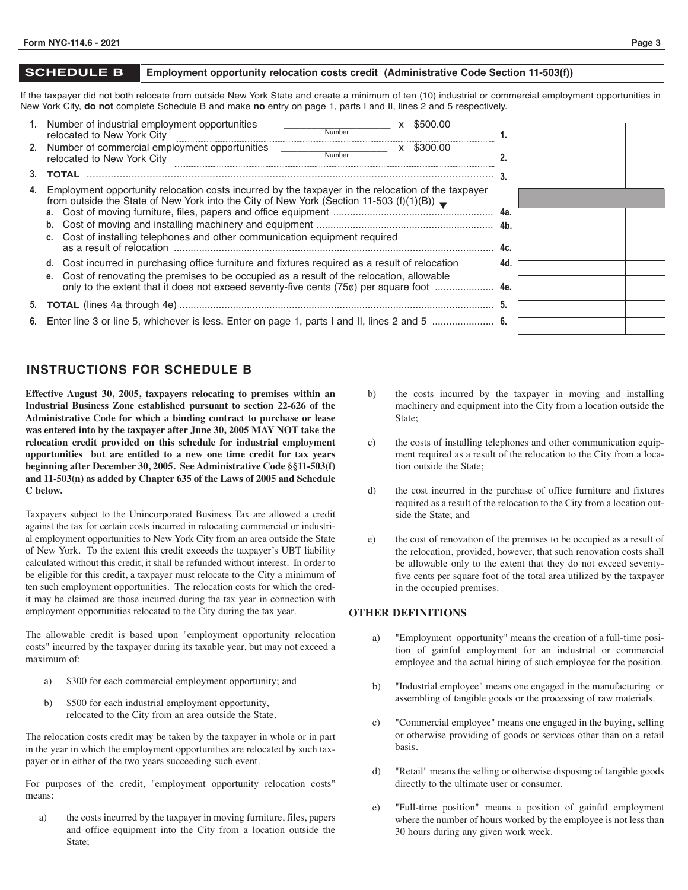## SCHEDULE B — Employment opportunity relocation costs credit (Administrative Code Section 11-503(f))

If the taxpayer did not both relocate from outside New York State and create a minimum of ten (10) industrial or commercial employment opportunities in New York City, **do not** complete Schedule B and make **no** entry on page 1, parts I and II, lines 2 and 5 respectively.

| | | | |
|---|---|---|---|
| **1.** Number of industrial employment opportunities relocated to New York City | _______ Number x $500.00 | **1.** | |
| **2.** Number of commercial employment opportunities relocated to New York City | _______ Number x $300.00 | **2.** | |
| **3. TOTAL** | | **3.** | |
| **4.** Employment opportunity relocation costs incurred by the taxpayer in the relocation of the taxpayer from outside the State of New York into the City of New York (Section 11-503 (f)(1)(B)) ▼ | | | |
| **a.** Cost of moving furniture, files, papers and office equipment | | **4a.** | |
| **b.** Cost of moving and installing machinery and equipment | | **4b.** | |
| **c.** Cost of installing telephones and other communication equipment required as a result of relocation | | **4c.** | |
| **d.** Cost incurred in purchasing office furniture and fixtures required as a result of relocation | | **4d.** | |
| **e.** Cost of renovating the premises to be occupied as a result of the relocation, allowable only to the extent that it does not exceed seventy-five cents (75¢) per square foot | | **4e.** | |
| **5. TOTAL** (lines 4a through 4e) | | **5.** | |
| **6.** Enter line 3 or line 5, whichever is less. Enter on page 1, parts I and II, lines 2 and 5 | | **6.** | |

## INSTRUCTIONS FOR SCHEDULE B

**Effective August 30, 2005, taxpayers relocating to premises within an Industrial Business Zone established pursuant to section 22-626 of the Administrative Code for which a binding contract to purchase or lease was entered into by the taxpayer after June 30, 2005 MAY NOT take the relocation credit provided on this schedule for industrial employment opportunities but are entitled to a new one time credit for tax years beginning after December 30, 2005. See Administrative Code §§11-503(f) and 11-503(n) as added by Chapter 635 of the Laws of 2005 and Schedule C below.**

Taxpayers subject to the Unincorporated Business Tax are allowed a credit against the tax for certain costs incurred in relocating commercial or industrial employment opportunities to New York City from an area outside the State of New York. To the extent this credit exceeds the taxpayer's UBT liability calculated without this credit, it shall be refunded without interest. In order to be eligible for this credit, a taxpayer must relocate to the City a minimum of ten such employment opportunities. The relocation costs for which the credit may be claimed are those incurred during the tax year in connection with employment opportunities relocated to the City during the tax year.

The allowable credit is based upon "employment opportunity relocation costs" incurred by the taxpayer during its taxable year, but may not exceed a maximum of:

a) $300 for each commercial employment opportunity; and

b) $500 for each industrial employment opportunity, relocated to the City from an area outside the State.

The relocation costs credit may be taken by the taxpayer in whole or in part in the year in which the employment opportunities are relocated by such taxpayer or in either of the two years succeeding such event.

For purposes of the credit, "employment opportunity relocation costs" means:

a) the costs incurred by the taxpayer in moving furniture, files, papers and office equipment into the City from a location outside the State;

b) the costs incurred by the taxpayer in moving and installing machinery and equipment into the City from a location outside the State;

c) the costs of installing telephones and other communication equipment required as a result of the relocation to the City from a location outside the State;

d) the cost incurred in the purchase of office furniture and fixtures required as a result of the relocation to the City from a location outside the State; and

e) the cost of renovation of the premises to be occupied as a result of the relocation, provided, however, that such renovation costs shall be allowable only to the extent that they do not exceed seventy-five cents per square foot of the total area utilized by the taxpayer in the occupied premises.

### OTHER DEFINITIONS

a) "Employment opportunity" means the creation of a full-time position of gainful employment for an industrial or commercial employee and the actual hiring of such employee for the position.

b) "Industrial employee" means one engaged in the manufacturing or assembling of tangible goods or the processing of raw materials.

c) "Commercial employee" means one engaged in the buying, selling or otherwise providing of goods or services other than on a retail basis.

d) "Retail" means the selling or otherwise disposing of tangible goods directly to the ultimate user or consumer.

e) "Full-time position" means a position of gainful employment where the number of hours worked by the employee is not less than 30 hours during any given work week.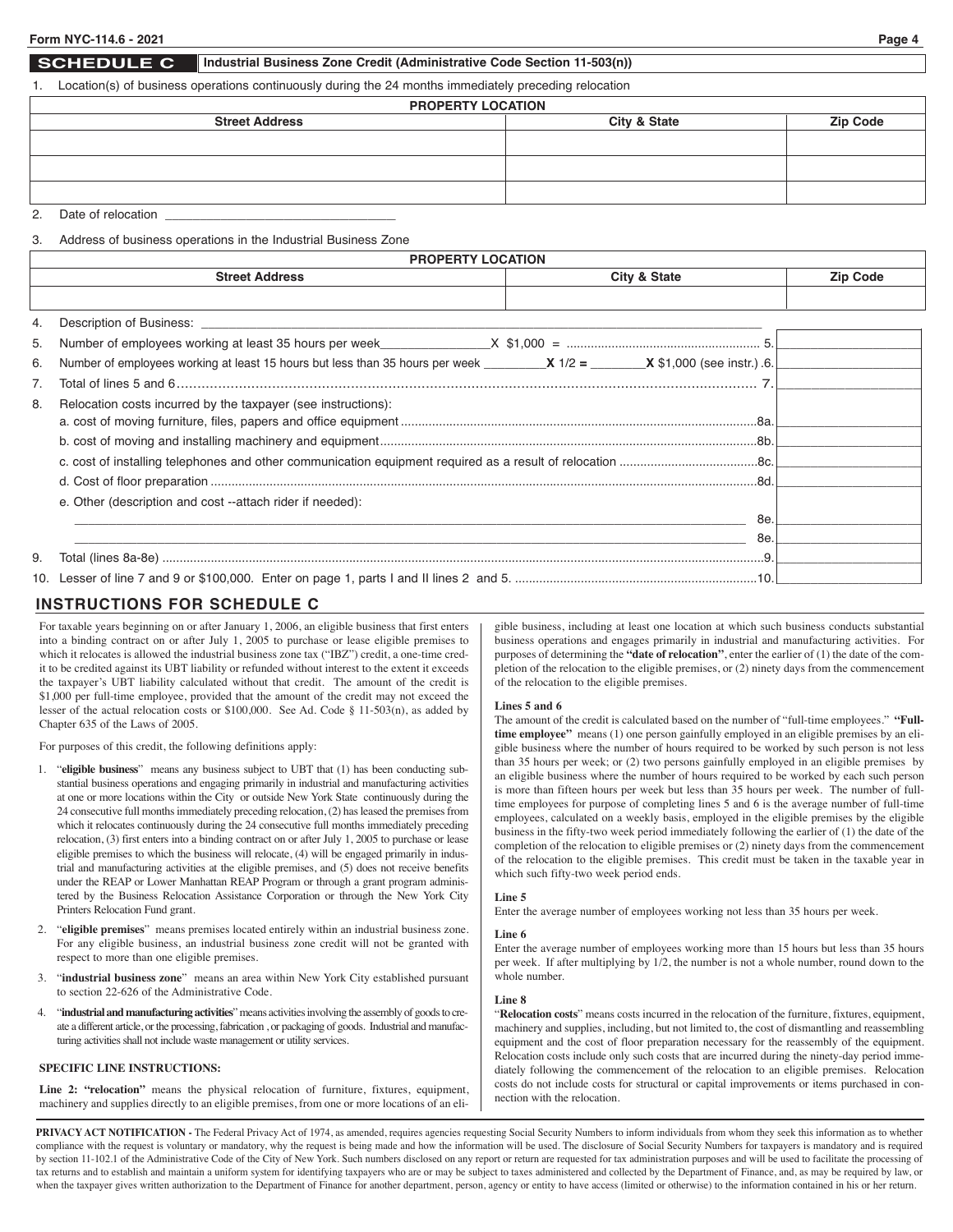## SCHEDULE C — Industrial Business Zone Credit (Administrative Code Section 11-503(n))

1. Location(s) of business operations continuously during the 24 months immediately preceding relocation

| PROPERTY LOCATION | | |
|---|---|---|
| **Street Address** | **City & State** | **Zip Code** |
| | | |
| | | |
| | | |

2. Date of relocation _______________

3. Address of business operations in the Industrial Business Zone

| PROPERTY LOCATION | | |
|---|---|---|
| **Street Address** | **City & State** | **Zip Code** |
| | | |

4. Description of Business: _______________

| | | | |
|---|---|---|---|
| 5. | Number of employees working at least 35 hours per week ________ X $1,000 = | 5. | |
| 6. | Number of employees working at least 15 hours but less than 35 hours per week ________ **X** 1/2 **=** ________ **X** $1,000 (see instr.) | 6. | |
| 7. | Total of lines 5 and 6 | 7. | |
| 8. | Relocation costs incurred by the taxpayer (see instructions): | | |
| | a. cost of moving furniture, files, papers and office equipment | 8a. | |
| | b. cost of moving and installing machinery and equipment | 8b. | |
| | c. cost of installing telephones and other communication equipment required as a result of relocation | 8c. | |
| | d. Cost of floor preparation | 8d. | |
| | e. Other (description and cost --attach rider if needed): | | |
| | ________________ | 8e. | |
| | ________________ | 8e. | |
| 9. | Total (lines 8a-8e) | 9. | |
| 10. | Lesser of line 7 and 9 or $100,000. Enter on page 1, parts I and II lines 2 and 5. | 10. | |

## INSTRUCTIONS FOR SCHEDULE C

For taxable years beginning on or after January 1, 2006, an eligible business that first enters into a binding contract on or after July 1, 2005 to purchase or lease eligible premises to which it relocates is allowed the industrial business zone tax ("IBZ") credit, a one-time credit to be credited against its UBT liability or refunded without interest to the extent it exceeds the taxpayer's UBT liability calculated without that credit. The amount of the credit is $1,000 per full-time employee, provided that the amount of the credit may not exceed the lesser of the actual relocation costs or $100,000. See Ad. Code § 11-503(n), as added by Chapter 635 of the Laws of 2005.

For purposes of this credit, the following definitions apply:

1. "**eligible business**" means any business subject to UBT that (1) has been conducting substantial business operations and engaging primarily in industrial and manufacturing activities at one or more locations within the City or outside New York State continuously during the 24 consecutive full months immediately preceding relocation, (2) has leased the premises from which it relocates continuously during the 24 consecutive full months immediately preceding relocation, (3) first enters into a binding contract on or after July 1, 2005 to purchase or lease eligible premises to which the business will relocate, (4) will be engaged primarily in industrial and manufacturing activities at the eligible premises, and (5) does not receive benefits under the REAP or Lower Manhattan REAP Program or through a grant program administered by the Business Relocation Assistance Corporation or through the New York City Printers Relocation Fund grant.
2. "**eligible premises**" means premises located entirely within an industrial business zone. For any eligible business, an industrial business zone credit will not be granted with respect to more than one eligible premises.
3. "**industrial business zone**" means an area within New York City established pursuant to section 22-626 of the Administrative Code.
4. "**industrial and manufacturing activities**" means activities involving the assembly of goods to create a different article, or the processing, fabrication , or packaging of goods. Industrial and manufacturing activities shall not include waste management or utility services.

**SPECIFIC LINE INSTRUCTIONS:**

**Line 2: "relocation"** means the physical relocation of furniture, fixtures, equipment, machinery and supplies directly to an eligible premises, from one or more locations of an eligible business, including at least one location at which such business conducts substantial business operations and engages primarily in industrial and manufacturing activities. For purposes of determining the **"date of relocation"**, enter the earlier of (1) the date of the completion of the relocation to the eligible premises, or (2) ninety days from the commencement of the relocation to the eligible premises.

**Lines 5 and 6**

The amount of the credit is calculated based on the number of "full-time employees." **"Full-time employee"** means (1) one person gainfully employed in an eligible premises by an eligible business where the number of hours required to be worked by such person is not less than 35 hours per week; or (2) two persons gainfully employed in an eligible premises by an eligible business where the number of hours required to be worked by each such person is more than fifteen hours per week but less than 35 hours per week. The number of full-time employees for purpose of completing lines 5 and 6 is the average number of full-time employees, calculated on a weekly basis, employed in the eligible premises by the eligible business in the fifty-two week period immediately following the earlier of (1) the date of the completion of the relocation to eligible premises or (2) ninety days from the commencement of the relocation to the eligible premises. This credit must be taken in the taxable year in which such fifty-two week period ends.

**Line 5**

Enter the average number of employees working not less than 35 hours per week.

**Line 6**

Enter the average number of employees working more than 15 hours but less than 35 hours per week. If after multiplying by 1/2, the number is not a whole number, round down to the whole number.

**Line 8**

"**Relocation costs**" means costs incurred in the relocation of the furniture, fixtures, equipment, machinery and supplies, including, but not limited to, the cost of dismantling and reassembling equipment and the cost of floor preparation necessary for the reassembly of the equipment. Relocation costs include only such costs that are incurred during the ninety-day period immediately following the commencement of the relocation to an eligible premises. Relocation costs do not include costs for structural or capital improvements or items purchased in connection with the relocation.

**PRIVACY ACT NOTIFICATION -** The Federal Privacy Act of 1974, as amended, requires agencies requesting Social Security Numbers to inform individuals from whom they seek this information as to whether compliance with the request is voluntary or mandatory, why the request is being made and how the information will be used. The disclosure of Social Security Numbers for taxpayers is mandatory and is required by section 11-102.1 of the Administrative Code of the City of New York. Such numbers disclosed on any report or return are requested for tax administration purposes and will be used to facilitate the processing of tax returns and to establish and maintain a uniform system for identifying taxpayers who are or may be subject to taxes administered and collected by the Department of Finance, and, as may be required by law, or when the taxpayer gives written authorization to the Department of Finance for another department, person, agency or entity to have access (limited or otherwise) to the information contained in his or her return.